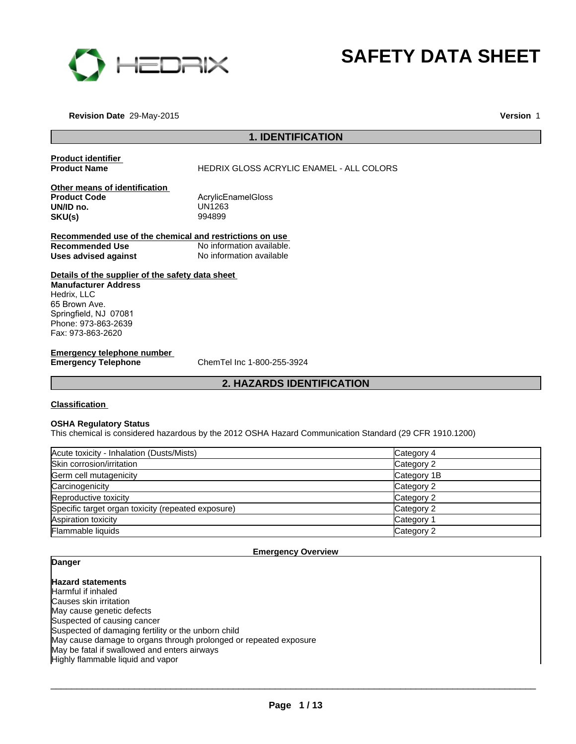# SAFETY DATA SHEET

**Revision Date** 29-May-2015 **Version** 1

## 1. IDENTIFICATION

**Product identifier**

**Product Name** HEDRIX GLOSS ACRYLIC ENAMEL - ALL COLORS

**Other means of identification**

**Product Code** AcrylicEnamelGloss
**UN/ID no.** UN1263
**SKU(s)** 994899

**Recommended use of the chemical and restrictions on use**

**Recommended Use** No information available.
**Uses advised against** No information available

**Details of the supplier of the safety data sheet**

**Manufacturer Address**
Hedrix, LLC
65 Brown Ave.
Springfield, NJ 07081
Phone: 973-863-2639
Fax: 973-863-2620

**Emergency telephone number**

**Emergency Telephone** ChemTel Inc 1-800-255-3924

## 2. HAZARDS IDENTIFICATION

**Classification**

**OSHA Regulatory Status**

This chemical is considered hazardous by the 2012 OSHA Hazard Communication Standard (29 CFR 1910.1200)

| | |
|---|---|
| Acute toxicity - Inhalation (Dusts/Mists) | Category 4 |
| Skin corrosion/irritation | Category 2 |
| Germ cell mutagenicity | Category 1B |
| Carcinogenicity | Category 2 |
| Reproductive toxicity | Category 2 |
| Specific target organ toxicity (repeated exposure) | Category 2 |
| Aspiration toxicity | Category 1 |
| Flammable liquids | Category 2 |

**Emergency Overview**

**Danger**

**Hazard statements**

Harmful if inhaled
Causes skin irritation
May cause genetic defects
Suspected of causing cancer
Suspected of damaging fertility or the unborn child
May cause damage to organs through prolonged or repeated exposure
May be fatal if swallowed and enters airways
Highly flammable liquid and vapor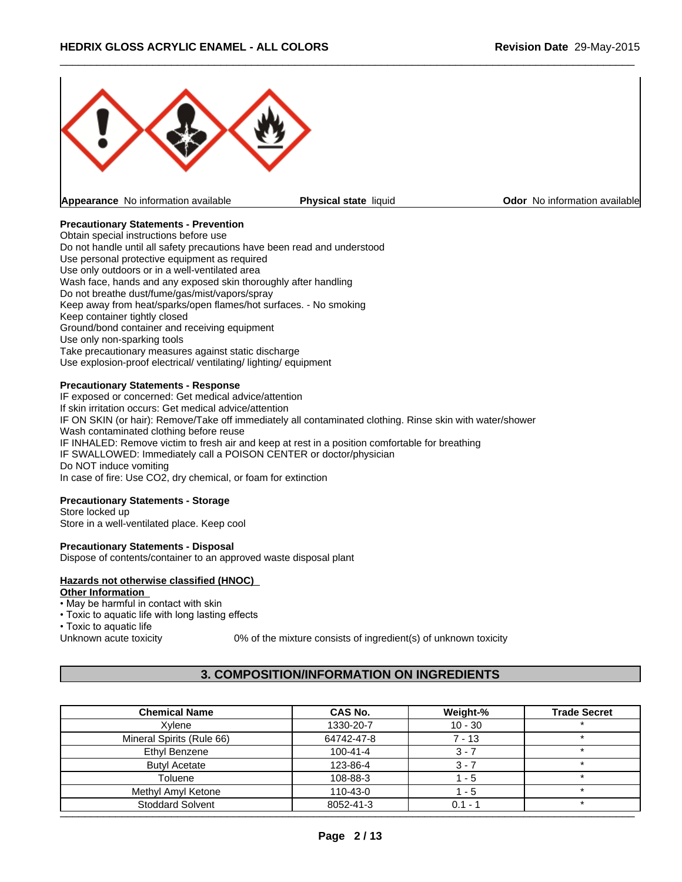**Appearance** No information available | **Physical state** liquid | **Odor** No information available

**Precautionary Statements - Prevention**

Obtain special instructions before use
Do not handle until all safety precautions have been read and understood
Use personal protective equipment as required
Use only outdoors or in a well-ventilated area
Wash face, hands and any exposed skin thoroughly after handling
Do not breathe dust/fume/gas/mist/vapors/spray
Keep away from heat/sparks/open flames/hot surfaces. - No smoking
Keep container tightly closed
Ground/bond container and receiving equipment
Use only non-sparking tools
Take precautionary measures against static discharge
Use explosion-proof electrical/ ventilating/ lighting/ equipment

**Precautionary Statements - Response**

IF exposed or concerned: Get medical advice/attention
If skin irritation occurs: Get medical advice/attention
IF ON SKIN (or hair): Remove/Take off immediately all contaminated clothing. Rinse skin with water/shower
Wash contaminated clothing before reuse
IF INHALED: Remove victim to fresh air and keep at rest in a position comfortable for breathing
IF SWALLOWED: Immediately call a POISON CENTER or doctor/physician
Do NOT induce vomiting
In case of fire: Use CO2, dry chemical, or foam for extinction

**Precautionary Statements - Storage**

Store locked up
Store in a well-ventilated place. Keep cool

**Precautionary Statements - Disposal**

Dispose of contents/container to an approved waste disposal plant

**Hazards not otherwise classified (HNOC)**

**Other Information**

- May be harmful in contact with skin
- Toxic to aquatic life with long lasting effects
- Toxic to aquatic life

Unknown acute toxicity 0% of the mixture consists of ingredient(s) of unknown toxicity

## 3. COMPOSITION/INFORMATION ON INGREDIENTS

| Chemical Name | CAS No. | Weight-% | Trade Secret |
|---|---|---|---|
| Xylene | 1330-20-7 | 10 - 30 | * |
| Mineral Spirits (Rule 66) | 64742-47-8 | 7 - 13 | * |
| Ethyl Benzene | 100-41-4 | 3 - 7 | * |
| Butyl Acetate | 123-86-4 | 3 - 7 | * |
| Toluene | 108-88-3 | 1 - 5 | * |
| Methyl Amyl Ketone | 110-43-0 | 1 - 5 | * |
| Stoddard Solvent | 8052-41-3 | 0.1 - 1 | * |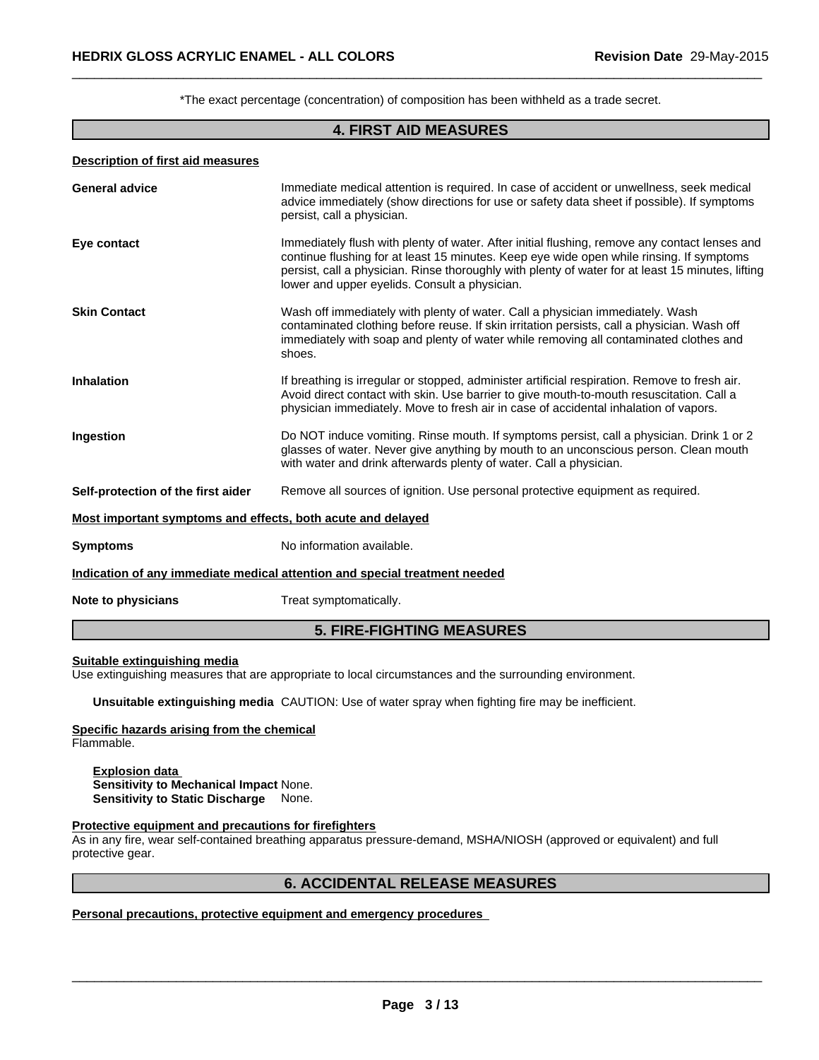*The exact percentage (concentration) of composition has been withheld as a trade secret.

## 4. FIRST AID MEASURES

**Description of first aid measures**

**General advice** Immediate medical attention is required. In case of accident or unwellness, seek medical advice immediately (show directions for use or safety data sheet if possible). If symptoms persist, call a physician.

**Eye contact** Immediately flush with plenty of water. After initial flushing, remove any contact lenses and continue flushing for at least 15 minutes. Keep eye wide open while rinsing. If symptoms persist, call a physician. Rinse thoroughly with plenty of water for at least 15 minutes, lifting lower and upper eyelids. Consult a physician.

**Skin Contact** Wash off immediately with plenty of water. Call a physician immediately. Wash contaminated clothing before reuse. If skin irritation persists, call a physician. Wash off immediately with soap and plenty of water while removing all contaminated clothes and shoes.

**Inhalation** If breathing is irregular or stopped, administer artificial respiration. Remove to fresh air. Avoid direct contact with skin. Use barrier to give mouth-to-mouth resuscitation. Call a physician immediately. Move to fresh air in case of accidental inhalation of vapors.

**Ingestion** Do NOT induce vomiting. Rinse mouth. If symptoms persist, call a physician. Drink 1 or 2 glasses of water. Never give anything by mouth to an unconscious person. Clean mouth with water and drink afterwards plenty of water. Call a physician.

**Self-protection of the first aider** Remove all sources of ignition. Use personal protective equipment as required.

**Most important symptoms and effects, both acute and delayed**

**Symptoms** No information available.

**Indication of any immediate medical attention and special treatment needed**

**Note to physicians** Treat symptomatically.

## 5. FIRE-FIGHTING MEASURES

**Suitable extinguishing media**
Use extinguishing measures that are appropriate to local circumstances and the surrounding environment.

**Unsuitable extinguishing media** CAUTION: Use of water spray when fighting fire may be inefficient.

**Specific hazards arising from the chemical**
Flammable.

**Explosion data**
**Sensitivity to Mechanical Impact** None.
**Sensitivity to Static Discharge** None.

**Protective equipment and precautions for firefighters**
As in any fire, wear self-contained breathing apparatus pressure-demand, MSHA/NIOSH (approved or equivalent) and full protective gear.

## 6. ACCIDENTAL RELEASE MEASURES

**Personal precautions, protective equipment and emergency procedures**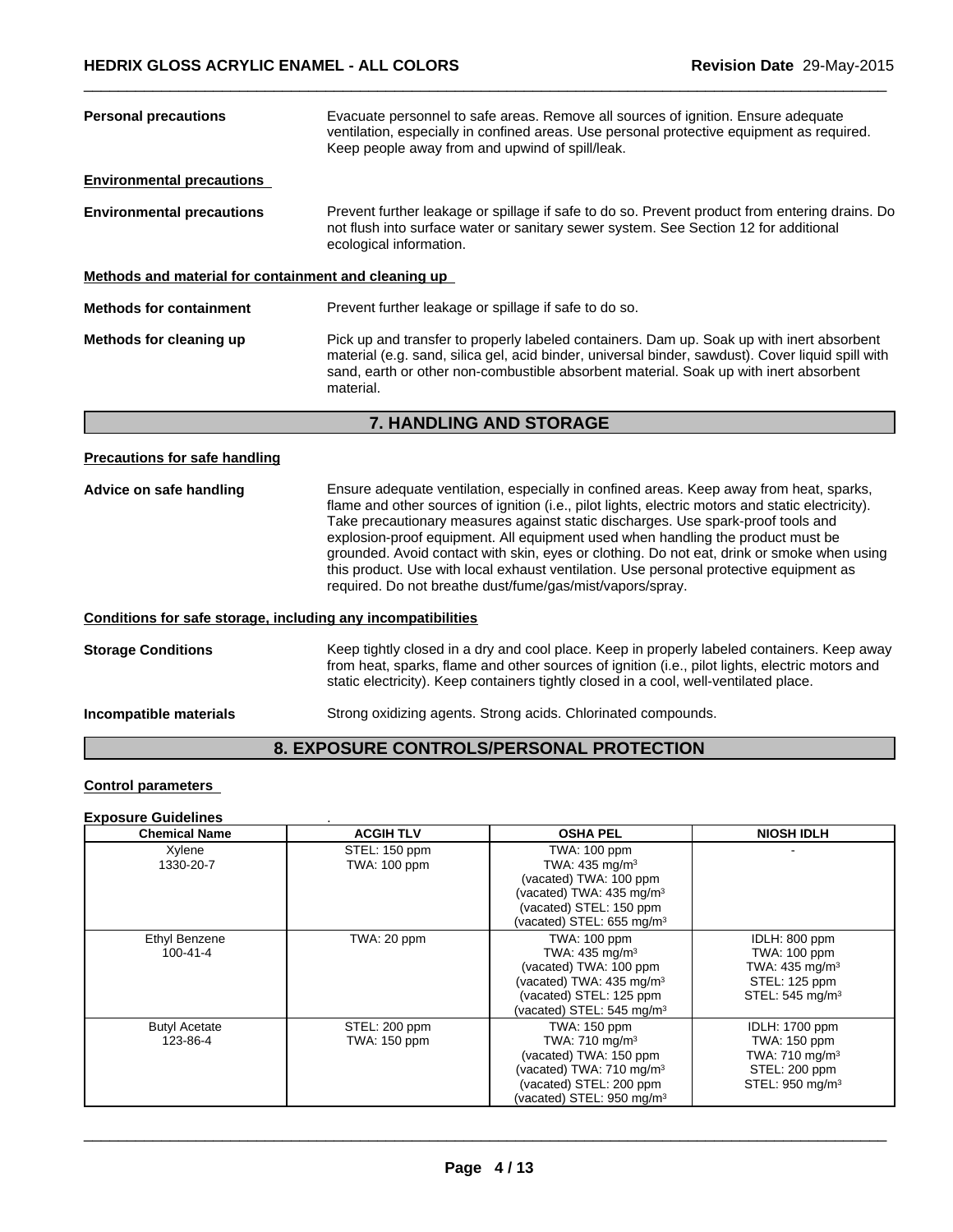**Personal precautions** Evacuate personnel to safe areas. Remove all sources of ignition. Ensure adequate ventilation, especially in confined areas. Use personal protective equipment as required. Keep people away from and upwind of spill/leak.

**Environmental precautions**

**Environmental precautions** Prevent further leakage or spillage if safe to do so. Prevent product from entering drains. Do not flush into surface water or sanitary sewer system. See Section 12 for additional ecological information.

**Methods and material for containment and cleaning up**

**Methods for containment** Prevent further leakage or spillage if safe to do so.

**Methods for cleaning up** Pick up and transfer to properly labeled containers. Dam up. Soak up with inert absorbent material (e.g. sand, silica gel, acid binder, universal binder, sawdust). Cover liquid spill with sand, earth or other non-combustible absorbent material. Soak up with inert absorbent material.

## 7. HANDLING AND STORAGE

**Precautions for safe handling**

**Advice on safe handling** Ensure adequate ventilation, especially in confined areas. Keep away from heat, sparks, flame and other sources of ignition (i.e., pilot lights, electric motors and static electricity). Take precautionary measures against static discharges. Use spark-proof tools and explosion-proof equipment. All equipment used when handling the product must be grounded. Avoid contact with skin, eyes or clothing. Do not eat, drink or smoke when using this product. Use with local exhaust ventilation. Use personal protective equipment as required. Do not breathe dust/fume/gas/mist/vapors/spray.

**Conditions for safe storage, including any incompatibilities**

**Storage Conditions** Keep tightly closed in a dry and cool place. Keep in properly labeled containers. Keep away from heat, sparks, flame and other sources of ignition (i.e., pilot lights, electric motors and static electricity). Keep containers tightly closed in a cool, well-ventilated place.

**Incompatible materials** Strong oxidizing agents. Strong acids. Chlorinated compounds.

## 8. EXPOSURE CONTROLS/PERSONAL PROTECTION

**Control parameters**

**Exposure Guidelines** .

| Chemical Name | ACGIH TLV | OSHA PEL | NIOSH IDLH |
|---|---|---|---|
| Xylene<br>1330-20-7 | STEL: 150 ppm<br>TWA: 100 ppm | TWA: 100 ppm<br>TWA: 435 mg/m$^3$<br>(vacated) TWA: 100 ppm<br>(vacated) TWA: 435 mg/m$^3$<br>(vacated) STEL: 150 ppm<br>(vacated) STEL: 655 mg/m$^3$ | - |
| Ethyl Benzene<br>100-41-4 | TWA: 20 ppm | TWA: 100 ppm<br>TWA: 435 mg/m$^3$<br>(vacated) TWA: 100 ppm<br>(vacated) TWA: 435 mg/m$^3$<br>(vacated) STEL: 125 ppm<br>(vacated) STEL: 545 mg/m$^3$ | IDLH: 800 ppm<br>TWA: 100 ppm<br>TWA: 435 mg/m$^3$<br>STEL: 125 ppm<br>STEL: 545 mg/m$^3$ |
| Butyl Acetate<br>123-86-4 | STEL: 200 ppm<br>TWA: 150 ppm | TWA: 150 ppm<br>TWA: 710 mg/m$^3$<br>(vacated) TWA: 150 ppm<br>(vacated) TWA: 710 mg/m$^3$<br>(vacated) STEL: 200 ppm<br>(vacated) STEL: 950 mg/m$^3$ | IDLH: 1700 ppm<br>TWA: 150 ppm<br>TWA: 710 mg/m$^3$<br>STEL: 200 ppm<br>STEL: 950 mg/m$^3$ |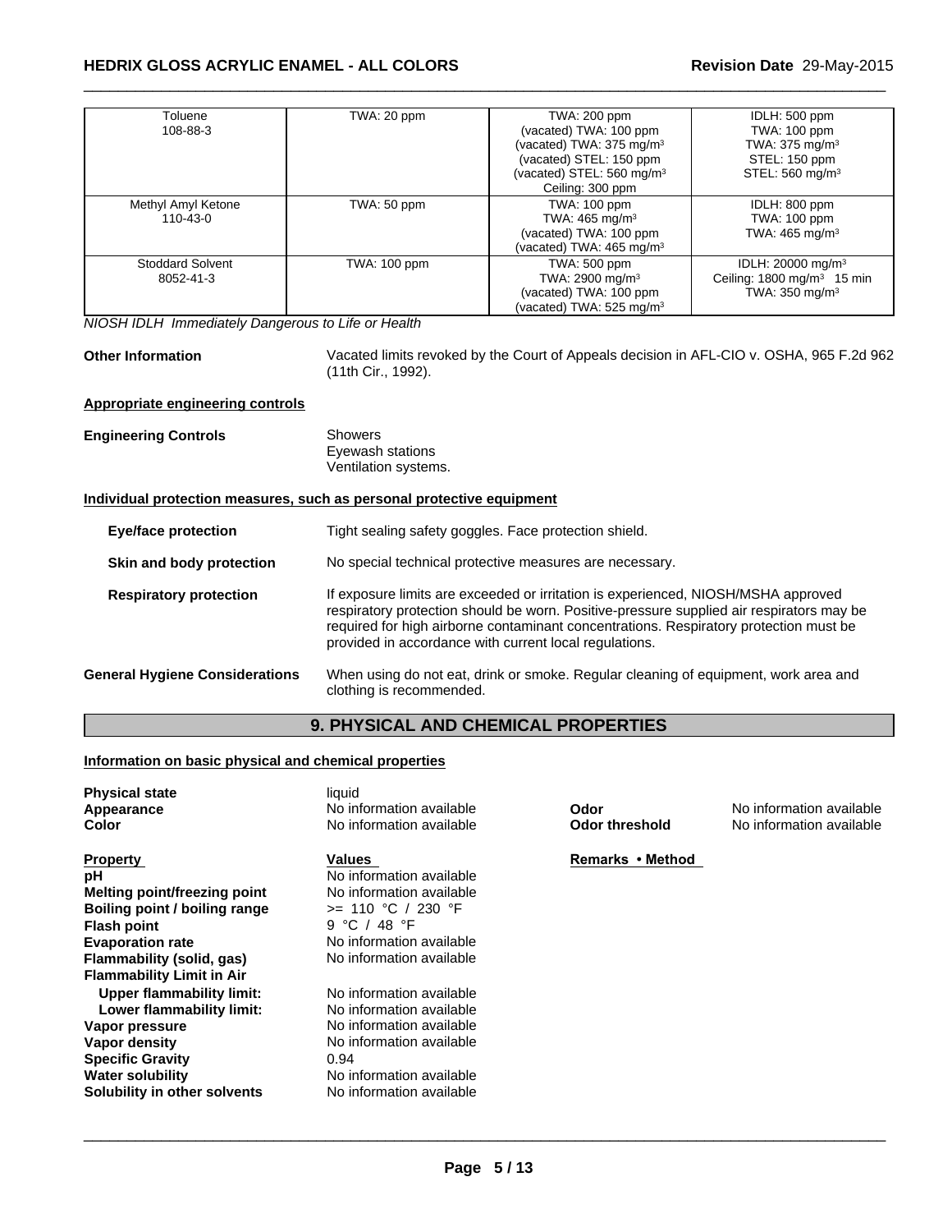| Toluene<br>108-88-3 | TWA: 20 ppm | TWA: 200 ppm<br>(vacated) TWA: 100 ppm<br>(vacated) TWA: 375 mg/m³<br>(vacated) STEL: 150 ppm<br>(vacated) STEL: 560 mg/m³<br>Ceiling: 300 ppm | IDLH: 500 ppm<br>TWA: 100 ppm<br>TWA: 375 mg/m³<br>STEL: 150 ppm<br>STEL: 560 mg/m³ |
|---|---|---|---|
| Methyl Amyl Ketone<br>110-43-0 | TWA: 50 ppm | TWA: 100 ppm<br>TWA: 465 mg/m³<br>(vacated) TWA: 100 ppm<br>(vacated) TWA: 465 mg/m³ | IDLH: 800 ppm<br>TWA: 100 ppm<br>TWA: 465 mg/m³ |
| Stoddard Solvent<br>8052-41-3 | TWA: 100 ppm | TWA: 500 ppm<br>TWA: 2900 mg/m³<br>(vacated) TWA: 100 ppm<br>(vacated) TWA: 525 mg/m³ | IDLH: 20000 mg/m³<br>Ceiling: 1800 mg/m³ 15 min<br>TWA: 350 mg/m³ |

*NIOSH IDLH Immediately Dangerous to Life or Health*

**Other Information** Vacated limits revoked by the Court of Appeals decision in AFL-CIO v. OSHA, 965 F.2d 962 (11th Cir., 1992).

**Appropriate engineering controls**

**Engineering Controls** Showers
Eyewash stations
Ventilation systems.

**Individual protection measures, such as personal protective equipment**

**Eye/face protection** Tight sealing safety goggles. Face protection shield.

**Skin and body protection** No special technical protective measures are necessary.

**Respiratory protection** If exposure limits are exceeded or irritation is experienced, NIOSH/MSHA approved respiratory protection should be worn. Positive-pressure supplied air respirators may be required for high airborne contaminant concentrations. Respiratory protection must be provided in accordance with current local regulations.

**General Hygiene Considerations** When using do not eat, drink or smoke. Regular cleaning of equipment, work area and clothing is recommended.

## 9. PHYSICAL AND CHEMICAL PROPERTIES

**Information on basic physical and chemical properties**

**Physical state** liquid
**Appearance** No information available
**Color** No information available
**Odor** No information available
**Odor threshold** No information available

| Property | Values | Remarks • Method |
|---|---|---|
| **pH** | No information available | |
| **Melting point/freezing point** | No information available | |
| **Boiling point / boiling range** | >= 110 °C / 230 °F | |
| **Flash point** | 9 °C / 48 °F | |
| **Evaporation rate** | No information available | |
| **Flammability (solid, gas)** | No information available | |
| **Flammability Limit in Air** | | |
| **Upper flammability limit:** | No information available | |
| **Lower flammability limit:** | No information available | |
| **Vapor pressure** | No information available | |
| **Vapor density** | No information available | |
| **Specific Gravity** | 0.94 | |
| **Water solubility** | No information available | |
| **Solubility in other solvents** | No information available | |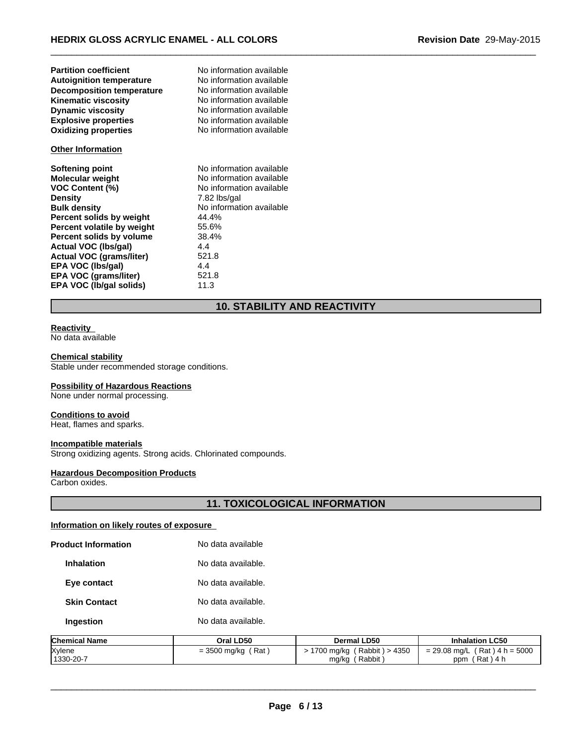| | |
|---|---|
| **Partition coefficient** | No information available |
| **Autoignition temperature** | No information available |
| **Decomposition temperature** | No information available |
| **Kinematic viscosity** | No information available |
| **Dynamic viscosity** | No information available |
| **Explosive properties** | No information available |
| **Oxidizing properties** | No information available |

**Other Information**

| | |
|---|---|
| **Softening point** | No information available |
| **Molecular weight** | No information available |
| **VOC Content (%)** | No information available |
| **Density** | 7.82 lbs/gal |
| **Bulk density** | No information available |
| **Percent solids by weight** | 44.4% |
| **Percent volatile by weight** | 55.6% |
| **Percent solids by volume** | 38.4% |
| **Actual VOC (lbs/gal)** | 4.4 |
| **Actual VOC (grams/liter)** | 521.8 |
| **EPA VOC (lbs/gal)** | 4.4 |
| **EPA VOC (grams/liter)** | 521.8 |
| **EPA VOC (lb/gal solids)** | 11.3 |

## 10. STABILITY AND REACTIVITY

**Reactivity**
No data available

**Chemical stability**
Stable under recommended storage conditions.

**Possibility of Hazardous Reactions**
None under normal processing.

**Conditions to avoid**
Heat, flames and sparks.

**Incompatible materials**
Strong oxidizing agents. Strong acids. Chlorinated compounds.

**Hazardous Decomposition Products**
Carbon oxides.

## 11. TOXICOLOGICAL INFORMATION

**Information on likely routes of exposure**

| | |
|---|---|
| **Product Information** | No data available |
| **Inhalation** | No data available. |
| **Eye contact** | No data available. |
| **Skin Contact** | No data available. |
| **Ingestion** | No data available. |

| Chemical Name | Oral LD50 | Dermal LD50 | Inhalation LC50 |
|---|---|---|---|
| Xylene<br>1330-20-7 | = 3500 mg/kg ( Rat ) | > 1700 mg/kg ( Rabbit ) > 4350 mg/kg ( Rabbit ) | = 29.08 mg/L ( Rat ) 4 h = 5000 ppm ( Rat ) 4 h |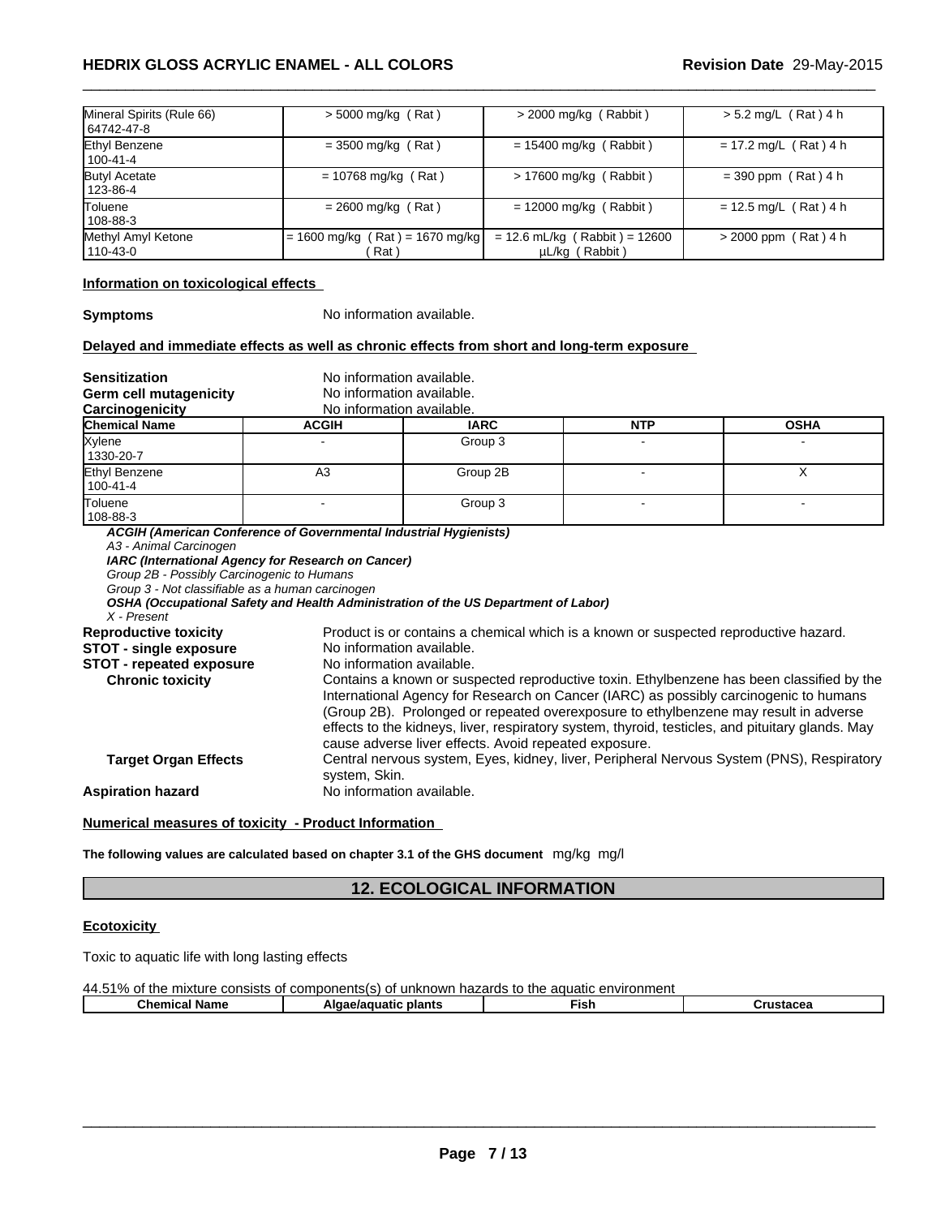| | | | |
|---|---|---|---|
| Mineral Spirits (Rule 66) 64742-47-8 | > 5000 mg/kg ( Rat ) | > 2000 mg/kg ( Rabbit ) | > 5.2 mg/L ( Rat ) 4 h |
| Ethyl Benzene 100-41-4 | = 3500 mg/kg ( Rat ) | = 15400 mg/kg ( Rabbit ) | = 17.2 mg/L ( Rat ) 4 h |
| Butyl Acetate 123-86-4 | = 10768 mg/kg ( Rat ) | > 17600 mg/kg ( Rabbit ) | = 390 ppm ( Rat ) 4 h |
| Toluene 108-88-3 | = 2600 mg/kg ( Rat ) | = 12000 mg/kg ( Rabbit ) | = 12.5 mg/L ( Rat ) 4 h |
| Methyl Amyl Ketone 110-43-0 | = 1600 mg/kg ( Rat ) = 1670 mg/kg ( Rat ) | = 12.6 mL/kg ( Rabbit ) = 12600 µL/kg ( Rabbit ) | > 2000 ppm ( Rat ) 4 h |

**Information on toxicological effects**

**Symptoms** No information available.

**Delayed and immediate effects as well as chronic effects from short and long-term exposure**

**Sensitization** No information available.
**Germ cell mutagenicity** No information available.
**Carcinogenicity** No information available.

| Chemical Name | ACGIH | IARC | NTP | OSHA |
|---|---|---|---|---|
| Xylene 1330-20-7 | - | Group 3 | - | - |
| Ethyl Benzene 100-41-4 | A3 | Group 2B | - | X |
| Toluene 108-88-3 | - | Group 3 | - | - |

***ACGIH (American Conference of Governmental Industrial Hygienists)***
*A3 - Animal Carcinogen*
***IARC (International Agency for Research on Cancer)***
*Group 2B - Possibly Carcinogenic to Humans*
*Group 3 - Not classifiable as a human carcinogen*
***OSHA (Occupational Safety and Health Administration of the US Department of Labor)***
*X - Present*

**Reproductive toxicity** Product is or contains a chemical which is a known or suspected reproductive hazard.
**STOT - single exposure** No information available.
**STOT - repeated exposure** No information available.
**Chronic toxicity** Contains a known or suspected reproductive toxin. Ethylbenzene has been classified by the International Agency for Research on Cancer (IARC) as possibly carcinogenic to humans (Group 2B). Prolonged or repeated overexposure to ethylbenzene may result in adverse effects to the kidneys, liver, respiratory system, thyroid, testicles, and pituitary glands. May cause adverse liver effects. Avoid repeated exposure.
**Target Organ Effects** Central nervous system, Eyes, kidney, liver, Peripheral Nervous System (PNS), Respiratory system, Skin.
**Aspiration hazard** No information available.

**Numerical measures of toxicity - Product Information**

**The following values are calculated based on chapter 3.1 of the GHS document** mg/kg mg/l

## 12. ECOLOGICAL INFORMATION

**Ecotoxicity**

Toxic to aquatic life with long lasting effects

44.51% of the mixture consists of components(s) of unknown hazards to the aquatic environment

| Chemical Name | Algae/aquatic plants | Fish | Crustacea |
|---|---|---|---|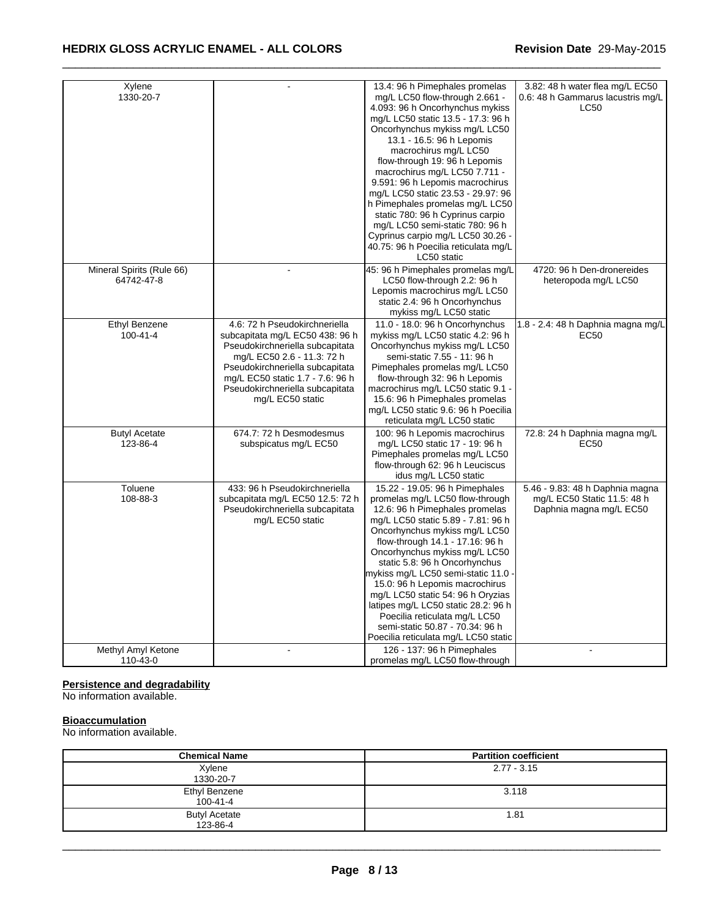| Xylene 1330-20-7 | - | 13.4: 96 h Pimephales promelas mg/L LC50 flow-through 2.661 - 4.093: 96 h Oncorhynchus mykiss mg/L LC50 static 13.5 - 17.3: 96 h Oncorhynchus mykiss mg/L LC50 13.1 - 16.5: 96 h Lepomis macrochirus mg/L LC50 flow-through 19: 96 h Lepomis macrochirus mg/L LC50 7.711 - 9.591: 96 h Lepomis macrochirus mg/L LC50 static 23.53 - 29.97: 96 h Pimephales promelas mg/L LC50 static 780: 96 h Cyprinus carpio mg/L LC50 semi-static 780: 96 h Cyprinus carpio mg/L LC50 30.26 - 40.75: 96 h Poecilia reticulata mg/L LC50 static | 3.82: 48 h water flea mg/L EC50 0.6: 48 h Gammarus lacustris mg/L LC50 |
|---|---|---|---|
| Mineral Spirits (Rule 66) 64742-47-8 | - | 45: 96 h Pimephales promelas mg/L LC50 flow-through 2.2: 96 h Lepomis macrochirus mg/L LC50 static 2.4: 96 h Oncorhynchus mykiss mg/L LC50 static | 4720: 96 h Den-dronereides heteropoda mg/L LC50 |
| Ethyl Benzene 100-41-4 | 4.6: 72 h Pseudokirchneriella subcapitata mg/L EC50 438: 96 h Pseudokirchneriella subcapitata mg/L EC50 2.6 - 11.3: 72 h Pseudokirchneriella subcapitata mg/L EC50 static 1.7 - 7.6: 96 h Pseudokirchneriella subcapitata mg/L EC50 static | 11.0 - 18.0: 96 h Oncorhynchus mykiss mg/L LC50 static 4.2: 96 h Oncorhynchus mykiss mg/L LC50 semi-static 7.55 - 11: 96 h Pimephales promelas mg/L LC50 flow-through 32: 96 h Lepomis macrochirus mg/L LC50 static 9.1 - 15.6: 96 h Pimephales promelas mg/L LC50 static 9.6: 96 h Poecilia reticulata mg/L LC50 static | 1.8 - 2.4: 48 h Daphnia magna mg/L EC50 |
| Butyl Acetate 123-86-4 | 674.7: 72 h Desmodesmus subspicatus mg/L EC50 | 100: 96 h Lepomis macrochirus mg/L LC50 static 17 - 19: 96 h Pimephales promelas mg/L LC50 flow-through 62: 96 h Leuciscus idus mg/L LC50 static | 72.8: 24 h Daphnia magna mg/L EC50 |
| Toluene 108-88-3 | 433: 96 h Pseudokirchneriella subcapitata mg/L EC50 12.5: 72 h Pseudokirchneriella subcapitata mg/L EC50 static | 15.22 - 19.05: 96 h Pimephales promelas mg/L LC50 flow-through 12.6: 96 h Pimephales promelas mg/L LC50 static 5.89 - 7.81: 96 h Oncorhynchus mykiss mg/L LC50 flow-through 14.1 - 17.16: 96 h Oncorhynchus mykiss mg/L LC50 static 5.8: 96 h Oncorhynchus mykiss mg/L LC50 semi-static 11.0 - 15.0: 96 h Lepomis macrochirus mg/L LC50 static 54: 96 h Oryzias latipes mg/L LC50 static 28.2: 96 h Poecilia reticulata mg/L LC50 semi-static 50.87 - 70.34: 96 h Poecilia reticulata mg/L LC50 static | 5.46 - 9.83: 48 h Daphnia magna mg/L EC50 Static 11.5: 48 h Daphnia magna mg/L EC50 |
| Methyl Amyl Ketone 110-43-0 | - | 126 - 137: 96 h Pimephales promelas mg/L LC50 flow-through | - |

**Persistence and degradability**

No information available.

**Bioaccumulation**

No information available.

| Chemical Name | Partition coefficient |
|---|---|
| Xylene 1330-20-7 | 2.77 - 3.15 |
| Ethyl Benzene 100-41-4 | 3.118 |
| Butyl Acetate 123-86-4 | 1.81 |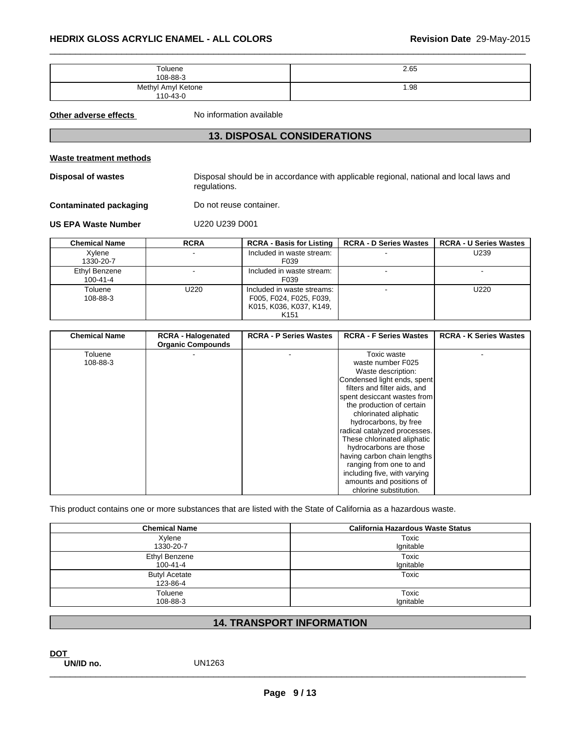| | |
|---|---|
| Toluene<br>108-88-3 | 2.65 |
| Methyl Amyl Ketone<br>110-43-0 | 1.98 |

**Other adverse effects** No information available

## 13. DISPOSAL CONSIDERATIONS

**Waste treatment methods**

**Disposal of wastes** Disposal should be in accordance with applicable regional, national and local laws and regulations.

**Contaminated packaging** Do not reuse container.

**US EPA Waste Number** U220 U239 D001

| Chemical Name | RCRA | RCRA - Basis for Listing | RCRA - D Series Wastes | RCRA - U Series Wastes |
|---|---|---|---|---|
| Xylene<br>1330-20-7 | - | Included in waste stream: F039 | - | U239 |
| Ethyl Benzene<br>100-41-4 | - | Included in waste stream: F039 | - | - |
| Toluene<br>108-88-3 | U220 | Included in waste streams: F005, F024, F025, F039, K015, K036, K037, K149, K151 | - | U220 |

| Chemical Name | RCRA - Halogenated Organic Compounds | RCRA - P Series Wastes | RCRA - F Series Wastes | RCRA - K Series Wastes |
|---|---|---|---|---|
| Toluene<br>108-88-3 | - | - | Toxic waste waste number F025 Waste description: Condensed light ends, spent filters and filter aids, and spent desiccant wastes from the production of certain chlorinated aliphatic hydrocarbons, by free radical catalyzed processes. These chlorinated aliphatic hydrocarbons are those having carbon chain lengths ranging from one to and including five, with varying amounts and positions of chlorine substitution. | - |

This product contains one or more substances that are listed with the State of California as a hazardous waste.

| Chemical Name | California Hazardous Waste Status |
|---|---|
| Xylene<br>1330-20-7 | Toxic<br>Ignitable |
| Ethyl Benzene<br>100-41-4 | Toxic<br>Ignitable |
| Butyl Acetate<br>123-86-4 | Toxic |
| Toluene<br>108-88-3 | Toxic<br>Ignitable |

## 14. TRANSPORT INFORMATION

**DOT**

**UN/ID no.** UN1263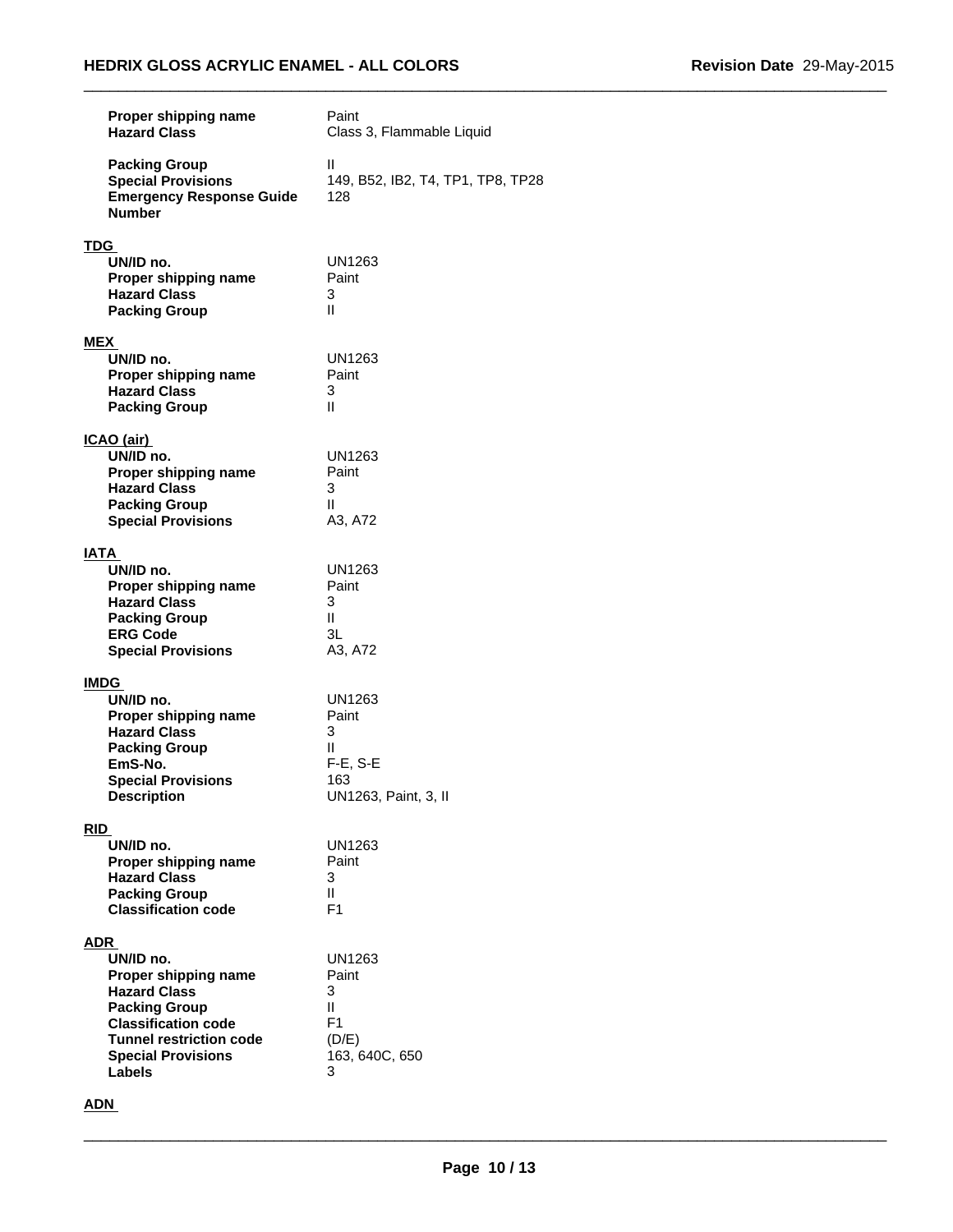| | |
|---|---|
| **Proper shipping name** | Paint |
| **Hazard Class** | Class 3, Flammable Liquid |
| **Packing Group** | II |
| **Special Provisions** | 149, B52, IB2, T4, TP1, TP8, TP28 |
| **Emergency Response Guide Number** | 128 |

**TDG**

| | |
|---|---|
| **UN/ID no.** | UN1263 |
| **Proper shipping name** | Paint |
| **Hazard Class** | 3 |
| **Packing Group** | II |

**MEX**

| | |
|---|---|
| **UN/ID no.** | UN1263 |
| **Proper shipping name** | Paint |
| **Hazard Class** | 3 |
| **Packing Group** | II |

**ICAO (air)**

| | |
|---|---|
| **UN/ID no.** | UN1263 |
| **Proper shipping name** | Paint |
| **Hazard Class** | 3 |
| **Packing Group** | II |
| **Special Provisions** | A3, A72 |

**IATA**

| | |
|---|---|
| **UN/ID no.** | UN1263 |
| **Proper shipping name** | Paint |
| **Hazard Class** | 3 |
| **Packing Group** | II |
| **ERG Code** | 3L |
| **Special Provisions** | A3, A72 |

**IMDG**

| | |
|---|---|
| **UN/ID no.** | UN1263 |
| **Proper shipping name** | Paint |
| **Hazard Class** | 3 |
| **Packing Group** | II |
| **EmS-No.** | F-E, S-E |
| **Special Provisions** | 163 |
| **Description** | UN1263, Paint, 3, II |

**RID**

| | |
|---|---|
| **UN/ID no.** | UN1263 |
| **Proper shipping name** | Paint |
| **Hazard Class** | 3 |
| **Packing Group** | II |
| **Classification code** | F1 |

**ADR**

| | |
|---|---|
| **UN/ID no.** | UN1263 |
| **Proper shipping name** | Paint |
| **Hazard Class** | 3 |
| **Packing Group** | II |
| **Classification code** | F1 |
| **Tunnel restriction code** | (D/E) |
| **Special Provisions** | 163, 640C, 650 |
| **Labels** | 3 |

**ADN**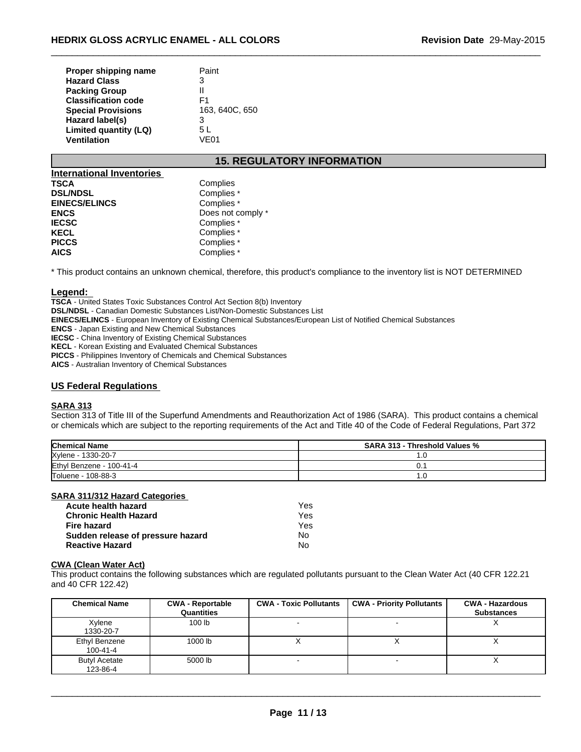| | |
|---|---|
| **Proper shipping name** | Paint |
| **Hazard Class** | 3 |
| **Packing Group** | II |
| **Classification code** | F1 |
| **Special Provisions** | 163, 640C, 650 |
| **Hazard label(s)** | 3 |
| **Limited quantity (LQ)** | 5 L |
| **Ventilation** | VE01 |

## 15. REGULATORY INFORMATION

### International Inventories

| | |
|---|---|
| **TSCA** | Complies |
| **DSL/NDSL** | Complies * |
| **EINECS/ELINCS** | Complies * |
| **ENCS** | Does not comply * |
| **IECSC** | Complies * |
| **KECL** | Complies * |
| **PICCS** | Complies * |
| **AICS** | Complies * |

* This product contains an unknown chemical, therefore, this product's compliance to the inventory list is NOT DETERMINED

### Legend:

**TSCA** - United States Toxic Substances Control Act Section 8(b) Inventory
**DSL/NDSL** - Canadian Domestic Substances List/Non-Domestic Substances List
**EINECS/ELINCS** - European Inventory of Existing Chemical Substances/European List of Notified Chemical Substances
**ENCS** - Japan Existing and New Chemical Substances
**IECSC** - China Inventory of Existing Chemical Substances
**KECL** - Korean Existing and Evaluated Chemical Substances
**PICCS** - Philippines Inventory of Chemicals and Chemical Substances
**AICS** - Australian Inventory of Chemical Substances

### US Federal Regulations

#### SARA 313

Section 313 of Title III of the Superfund Amendments and Reauthorization Act of 1986 (SARA). This product contains a chemical or chemicals which are subject to the reporting requirements of the Act and Title 40 of the Code of Federal Regulations, Part 372

| Chemical Name | SARA 313 - Threshold Values % |
|---|---|
| Xylene - 1330-20-7 | 1.0 |
| Ethyl Benzene - 100-41-4 | 0.1 |
| Toluene - 108-88-3 | 1.0 |

#### SARA 311/312 Hazard Categories

| | |
|---|---|
| **Acute health hazard** | Yes |
| **Chronic Health Hazard** | Yes |
| **Fire hazard** | Yes |
| **Sudden release of pressure hazard** | No |
| **Reactive Hazard** | No |

#### CWA (Clean Water Act)

This product contains the following substances which are regulated pollutants pursuant to the Clean Water Act (40 CFR 122.21 and 40 CFR 122.42)

| Chemical Name | CWA - Reportable Quantities | CWA - Toxic Pollutants | CWA - Priority Pollutants | CWA - Hazardous Substances |
|---|---|---|---|---|
| Xylene 1330-20-7 | 100 lb | - | - | X |
| Ethyl Benzene 100-41-4 | 1000 lb | X | X | X |
| Butyl Acetate 123-86-4 | 5000 lb | - | - | X |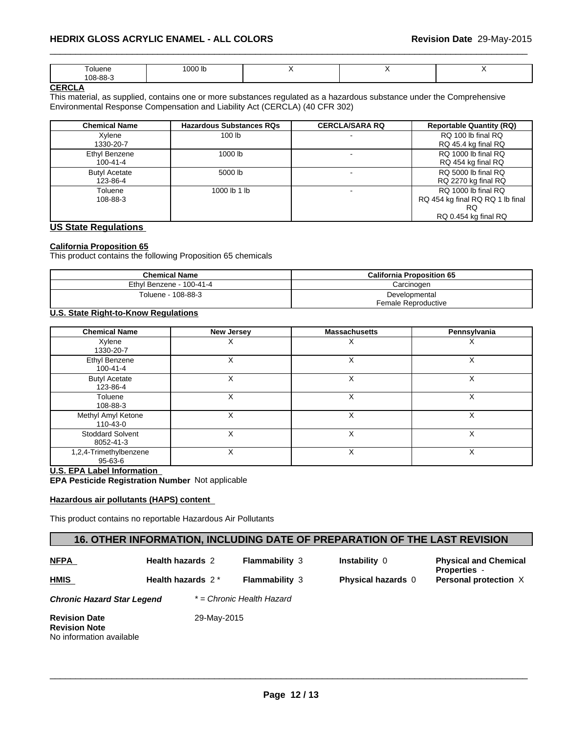| Toluene 108-88-3 | 1000 lb | X | X | X |
|---|---|---|---|---|

**CERCLA**

This material, as supplied, contains one or more substances regulated as a hazardous substance under the Comprehensive Environmental Response Compensation and Liability Act (CERCLA) (40 CFR 302)

| Chemical Name | Hazardous Substances RQs | CERCLA/SARA RQ | Reportable Quantity (RQ) |
|---|---|---|---|
| Xylene 1330-20-7 | 100 lb | - | RQ 100 lb final RQ RQ 45.4 kg final RQ |
| Ethyl Benzene 100-41-4 | 1000 lb | - | RQ 1000 lb final RQ RQ 454 kg final RQ |
| Butyl Acetate 123-86-4 | 5000 lb | - | RQ 5000 lb final RQ RQ 2270 kg final RQ |
| Toluene 108-88-3 | 1000 lb 1 lb | - | RQ 1000 lb final RQ RQ 454 kg final RQ RQ 1 lb final RQ RQ 0.454 kg final RQ |

## US State Regulations

**California Proposition 65**

This product contains the following Proposition 65 chemicals

| Chemical Name | California Proposition 65 |
|---|---|
| Ethyl Benzene - 100-41-4 | Carcinogen |
| Toluene - 108-88-3 | Developmental Female Reproductive |

**U.S. State Right-to-Know Regulations**

| Chemical Name | New Jersey | Massachusetts | Pennsylvania |
|---|---|---|---|
| Xylene 1330-20-7 | X | X | X |
| Ethyl Benzene 100-41-4 | X | X | X |
| Butyl Acetate 123-86-4 | X | X | X |
| Toluene 108-88-3 | X | X | X |
| Methyl Amyl Ketone 110-43-0 | X | X | X |
| Stoddard Solvent 8052-41-3 | X | X | X |
| 1,2,4-Trimethylbenzene 95-63-6 | X | X | X |

**U.S. EPA Label Information**

**EPA Pesticide Registration Number** Not applicable

**Hazardous air pollutants (HAPS) content**

This product contains no reportable Hazardous Air Pollutants

## 16. OTHER INFORMATION, INCLUDING DATE OF PREPARATION OF THE LAST REVISION

| | | | | |
|---|---|---|---|---|
| **NFPA** | **Health hazards** 2 | **Flammability** 3 | **Instability** 0 | **Physical and Chemical Properties** - |
| **HMIS** | **Health hazards** 2 * | **Flammability** 3 | **Physical hazards** 0 | **Personal protection** X |

***Chronic Hazard Star Legend*** *\* = Chronic Health Hazard*

**Revision Date** 29-May-2015

**Revision Note**

No information available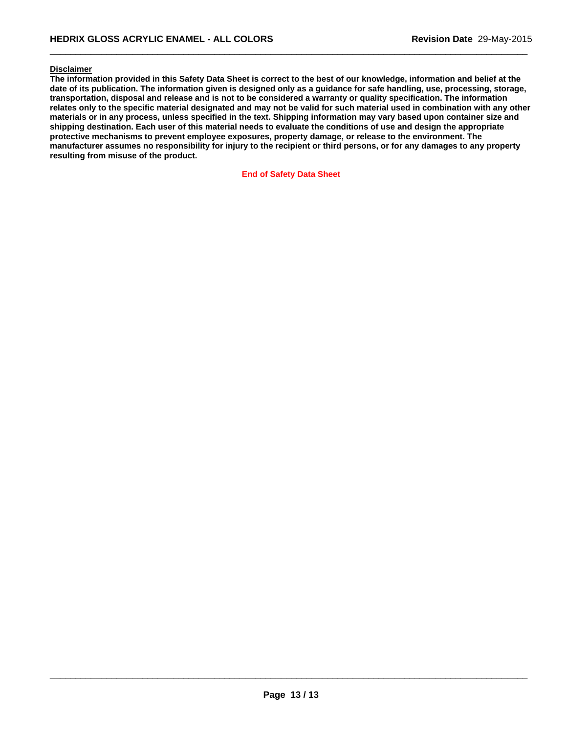**Disclaimer**

**The information provided in this Safety Data Sheet is correct to the best of our knowledge, information and belief at the date of its publication. The information given is designed only as a guidance for safe handling, use, processing, storage, transportation, disposal and release and is not to be considered a warranty or quality specification. The information relates only to the specific material designated and may not be valid for such material used in combination with any other materials or in any process, unless specified in the text. Shipping information may vary based upon container size and shipping destination. Each user of this material needs to evaluate the conditions of use and design the appropriate protective mechanisms to prevent employee exposures, property damage, or release to the environment. The manufacturer assumes no responsibility for injury to the recipient or third persons, or for any damages to any property resulting from misuse of the product.**

**End of Safety Data Sheet**